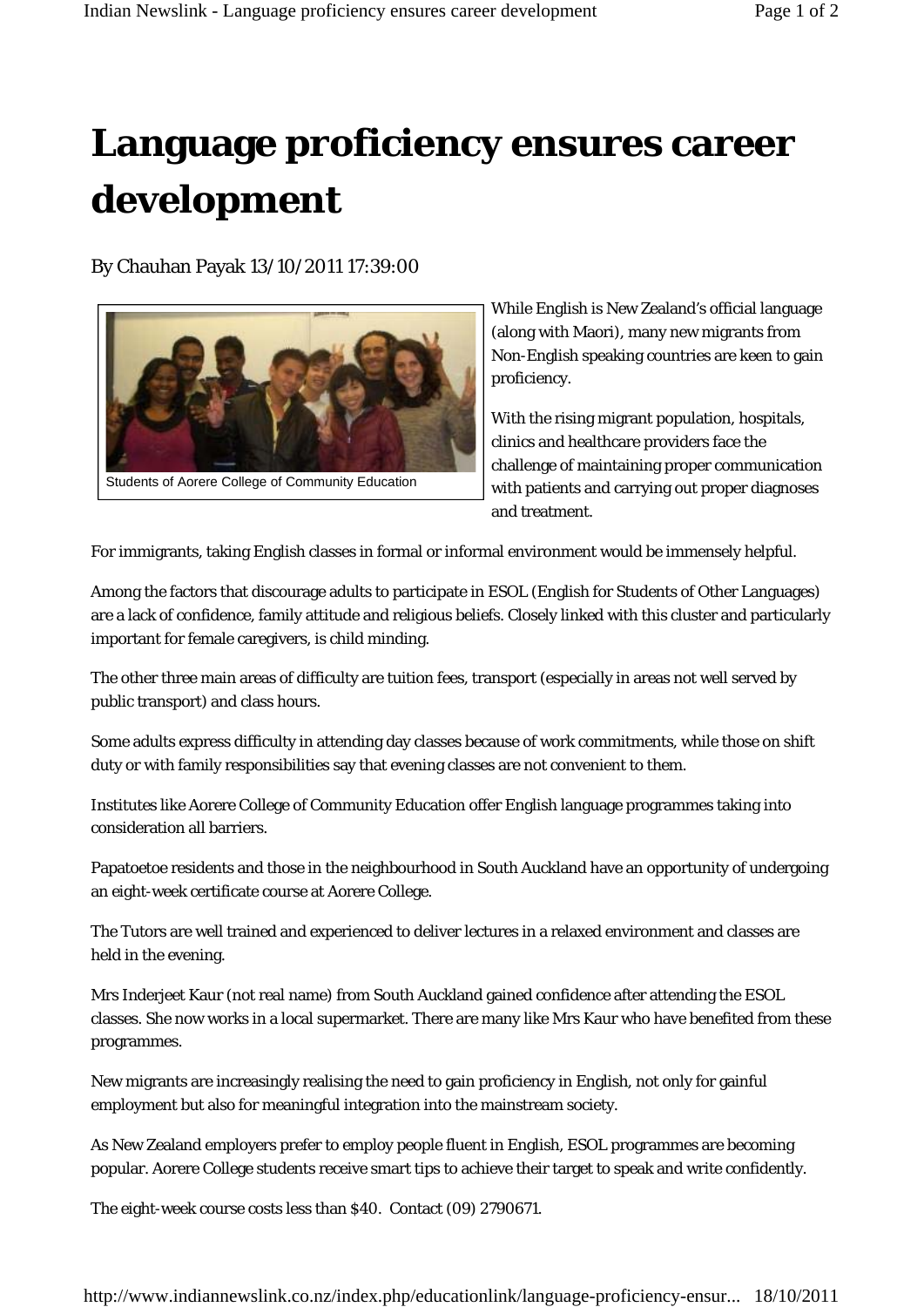# Language proficiency ensures career development

By Chauhan Payak 13/10/2011 17:39:00

Students of Aorere College of Community Education

While English is New Zealand's official language (along with Maori), many new migrants from Non-English speaking countries are keen to gain proficiency.

With the rising migrant population, hospitals, clinics and healthcare providers face the challenge of maintaining proper communication with patients and carrying out proper diagnoses and treatment.

For immigrants, taking English classes in formal or informal environment would be immensely helpful.

Among the factors that discourage adults to participate in ESOL (English for Students of Other Languages) are a lack of confidence, family attitude and religious beliefs. Closely linked with this cluster and particularly important for female caregivers, is child minding.

The other three main areas of difficulty are tuition fees, transport (especially in areas not well served by public transport) and class hours.

Some adults express difficulty in attending day classes because of work commitments, while those on shift duty or with family responsibilities say that evening classes are not convenient to them.

Institutes like Aorere College of Community Education offer English language programmes taking into consideration all barriers.

Papatoetoe residents and those in the neighbourhood in South Auckland have an opportunity of undergoing an eight-week certificate course at Aorere College.

The Tutors are well trained and experienced to deliver lectures in a relaxed environment and classes are held in the evening.

Mrs Inderjeet Kaur (not real name) from South Auckland gained confidence after attending the ESOL classes. She now works in a local supermarket. There are many like Mrs Kaur who have benefited from these programmes.

New migrants are increasingly realising the need to gain proficiency in English, not only for gainful employment but also for meaningful integration into the mainstream society.

As New Zealand employers prefer to employ people fluent in English, ESOL programmes are becoming popular. Aorere College students receive smart tips to achieve their target to speak and write confidently.

The eight-week course costs less than $40. Contact (09) 2790671.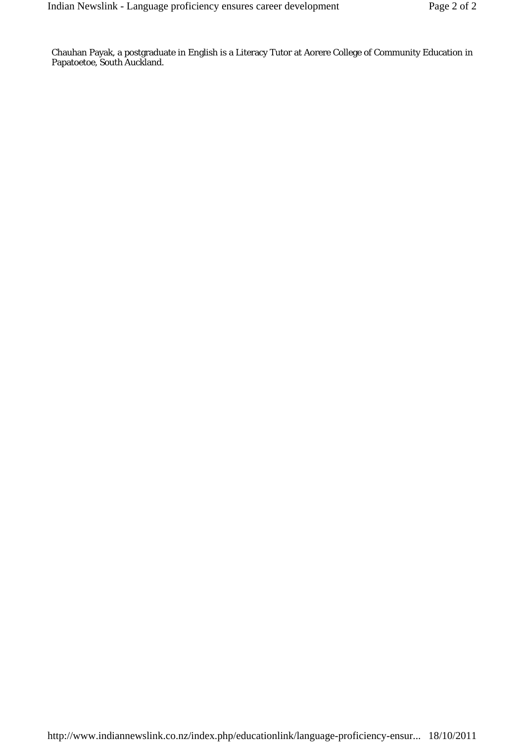Chauhan Payak, a postgraduate in English is a Literacy Tutor at Aorere College of Community Education in Papatoetoe, South Auckland.